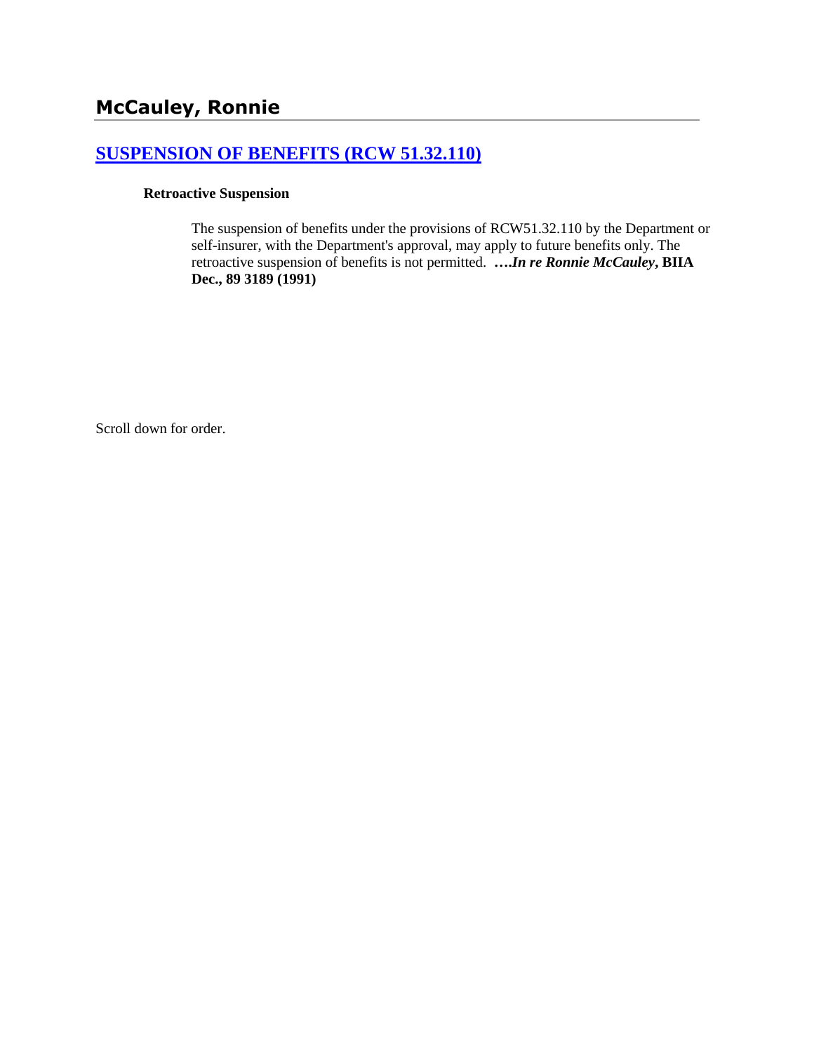# McCauley, Ronnie

## [SUSPENSION OF BENEFITS (RCW 51.32.110)]

**Retroactive Suspension**

The suspension of benefits under the provisions of RCW51.32.110 by the Department or self-insurer, with the Department's approval, may apply to future benefits only. The retroactive suspension of benefits is not permitted. ***….In re Ronnie McCauley*, BIIA Dec., 89 3189 (1991)**

Scroll down for order.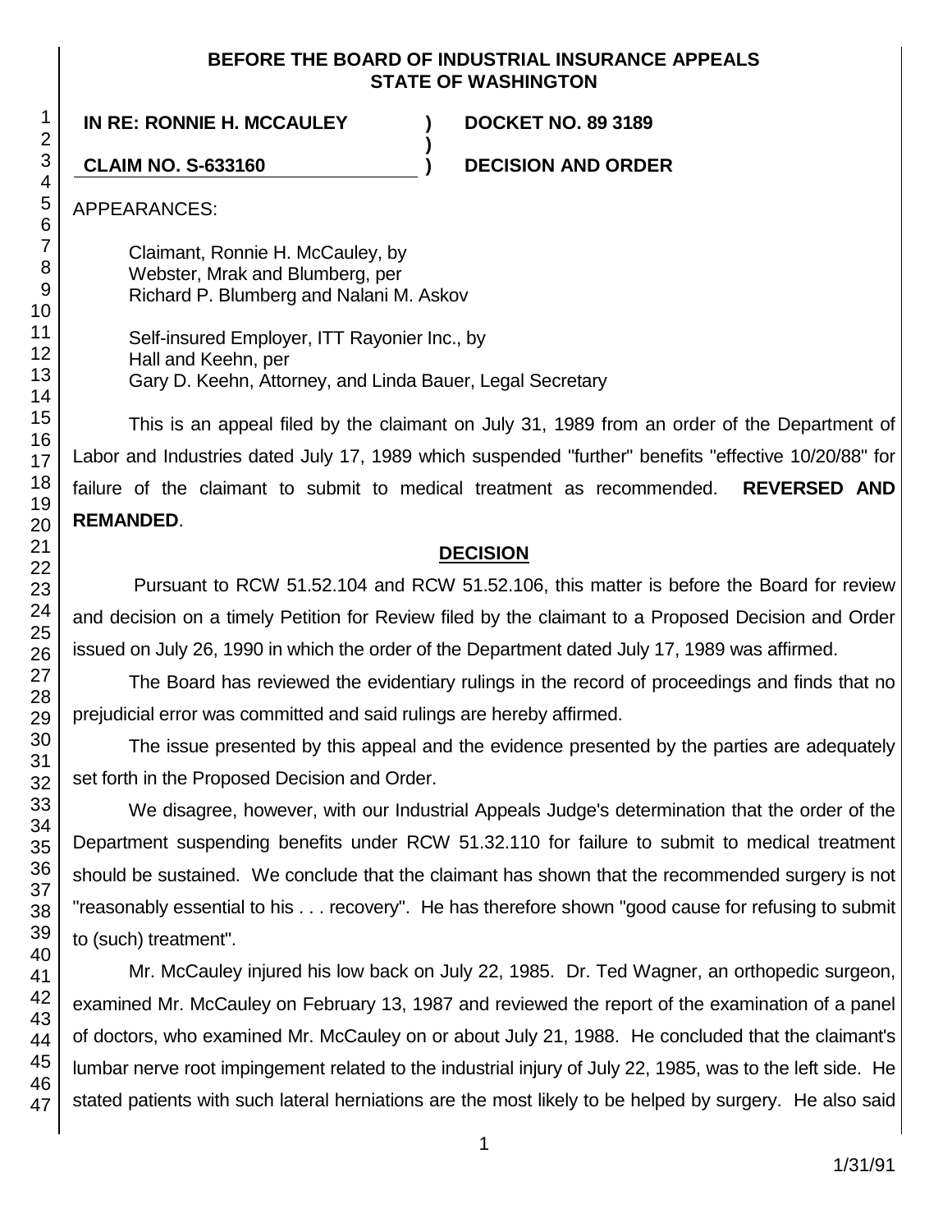**BEFORE THE BOARD OF INDUSTRIAL INSURANCE APPEALS**
**STATE OF WASHINGTON**

| | | |
|---|---|---|
| **IN RE: RONNIE H. MCCAULEY** | **)** | **DOCKET NO. 89 3189** |
| | **)** | |
| **CLAIM NO. S-633160** | **)** | **DECISION AND ORDER** |

APPEARANCES:

Claimant, Ronnie H. McCauley, by
Webster, Mrak and Blumberg, per
Richard P. Blumberg and Nalani M. Askov

Self-insured Employer, ITT Rayonier Inc., by
Hall and Keehn, per
Gary D. Keehn, Attorney, and Linda Bauer, Legal Secretary

This is an appeal filed by the claimant on July 31, 1989 from an order of the Department of Labor and Industries dated July 17, 1989 which suspended "further" benefits "effective 10/20/88" for failure of the claimant to submit to medical treatment as recommended. **REVERSED AND REMANDED**.

## DECISION

Pursuant to RCW 51.52.104 and RCW 51.52.106, this matter is before the Board for review and decision on a timely Petition for Review filed by the claimant to a Proposed Decision and Order issued on July 26, 1990 in which the order of the Department dated July 17, 1989 was affirmed.

The Board has reviewed the evidentiary rulings in the record of proceedings and finds that no prejudicial error was committed and said rulings are hereby affirmed.

The issue presented by this appeal and the evidence presented by the parties are adequately set forth in the Proposed Decision and Order.

We disagree, however, with our Industrial Appeals Judge's determination that the order of the Department suspending benefits under RCW 51.32.110 for failure to submit to medical treatment should be sustained. We conclude that the claimant has shown that the recommended surgery is not "reasonably essential to his . . . recovery". He has therefore shown "good cause for refusing to submit to (such) treatment".

Mr. McCauley injured his low back on July 22, 1985. Dr. Ted Wagner, an orthopedic surgeon, examined Mr. McCauley on February 13, 1987 and reviewed the report of the examination of a panel of doctors, who examined Mr. McCauley on or about July 21, 1988. He concluded that the claimant's lumbar nerve root impingement related to the industrial injury of July 22, 1985, was to the left side. He stated patients with such lateral herniations are the most likely to be helped by surgery. He also said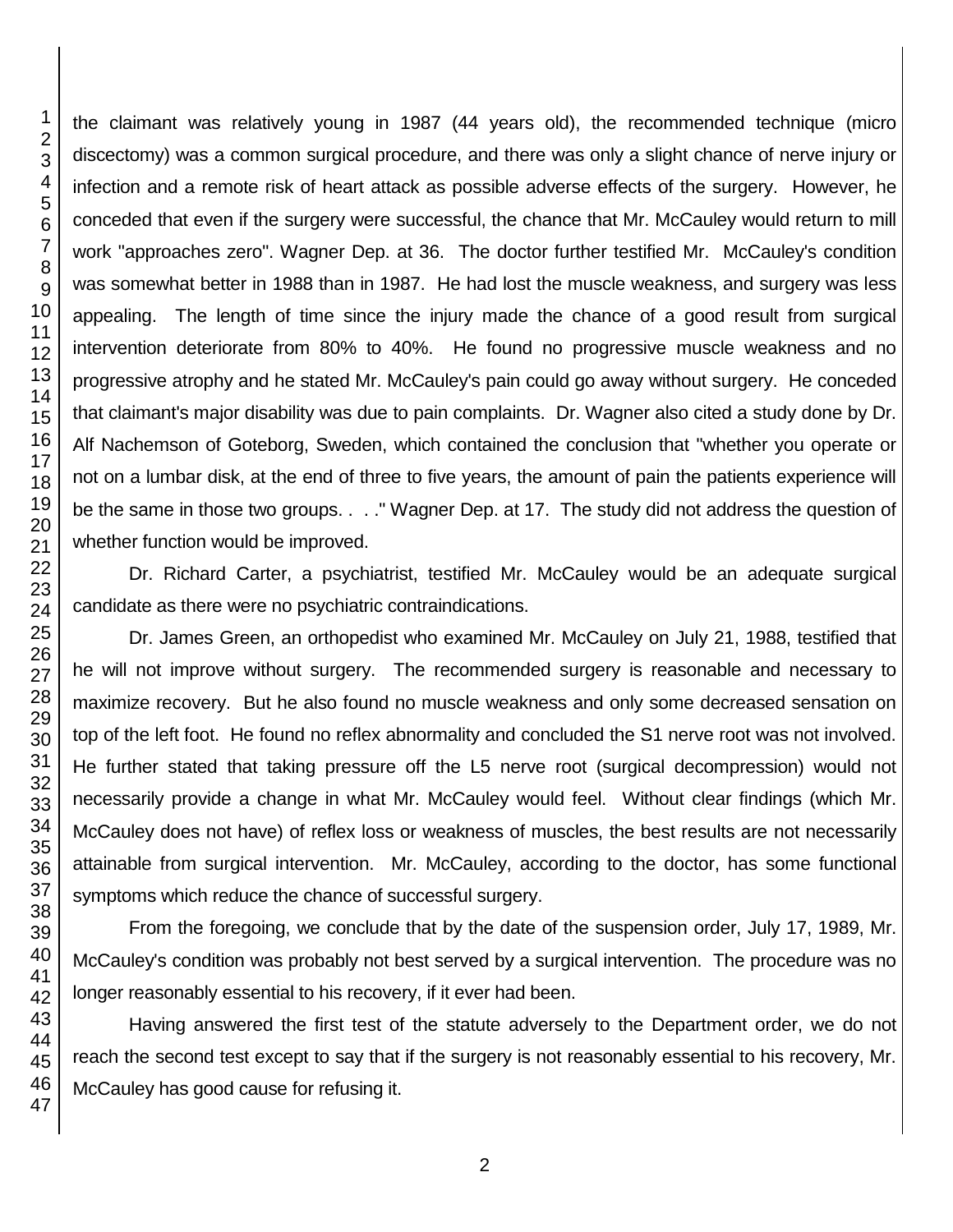the claimant was relatively young in 1987 (44 years old), the recommended technique (micro discectomy) was a common surgical procedure, and there was only a slight chance of nerve injury or infection and a remote risk of heart attack as possible adverse effects of the surgery. However, he conceded that even if the surgery were successful, the chance that Mr. McCauley would return to mill work "approaches zero". Wagner Dep. at 36. The doctor further testified Mr. McCauley's condition was somewhat better in 1988 than in 1987. He had lost the muscle weakness, and surgery was less appealing. The length of time since the injury made the chance of a good result from surgical intervention deteriorate from 80% to 40%. He found no progressive muscle weakness and no progressive atrophy and he stated Mr. McCauley's pain could go away without surgery. He conceded that claimant's major disability was due to pain complaints. Dr. Wagner also cited a study done by Dr. Alf Nachemson of Goteborg, Sweden, which contained the conclusion that "whether you operate or not on a lumbar disk, at the end of three to five years, the amount of pain the patients experience will be the same in those two groups. . . ." Wagner Dep. at 17. The study did not address the question of whether function would be improved.

Dr. Richard Carter, a psychiatrist, testified Mr. McCauley would be an adequate surgical candidate as there were no psychiatric contraindications.

Dr. James Green, an orthopedist who examined Mr. McCauley on July 21, 1988, testified that he will not improve without surgery. The recommended surgery is reasonable and necessary to maximize recovery. But he also found no muscle weakness and only some decreased sensation on top of the left foot. He found no reflex abnormality and concluded the S1 nerve root was not involved. He further stated that taking pressure off the L5 nerve root (surgical decompression) would not necessarily provide a change in what Mr. McCauley would feel. Without clear findings (which Mr. McCauley does not have) of reflex loss or weakness of muscles, the best results are not necessarily attainable from surgical intervention. Mr. McCauley, according to the doctor, has some functional symptoms which reduce the chance of successful surgery.

From the foregoing, we conclude that by the date of the suspension order, July 17, 1989, Mr. McCauley's condition was probably not best served by a surgical intervention. The procedure was no longer reasonably essential to his recovery, if it ever had been.

Having answered the first test of the statute adversely to the Department order, we do not reach the second test except to say that if the surgery is not reasonably essential to his recovery, Mr. McCauley has good cause for refusing it.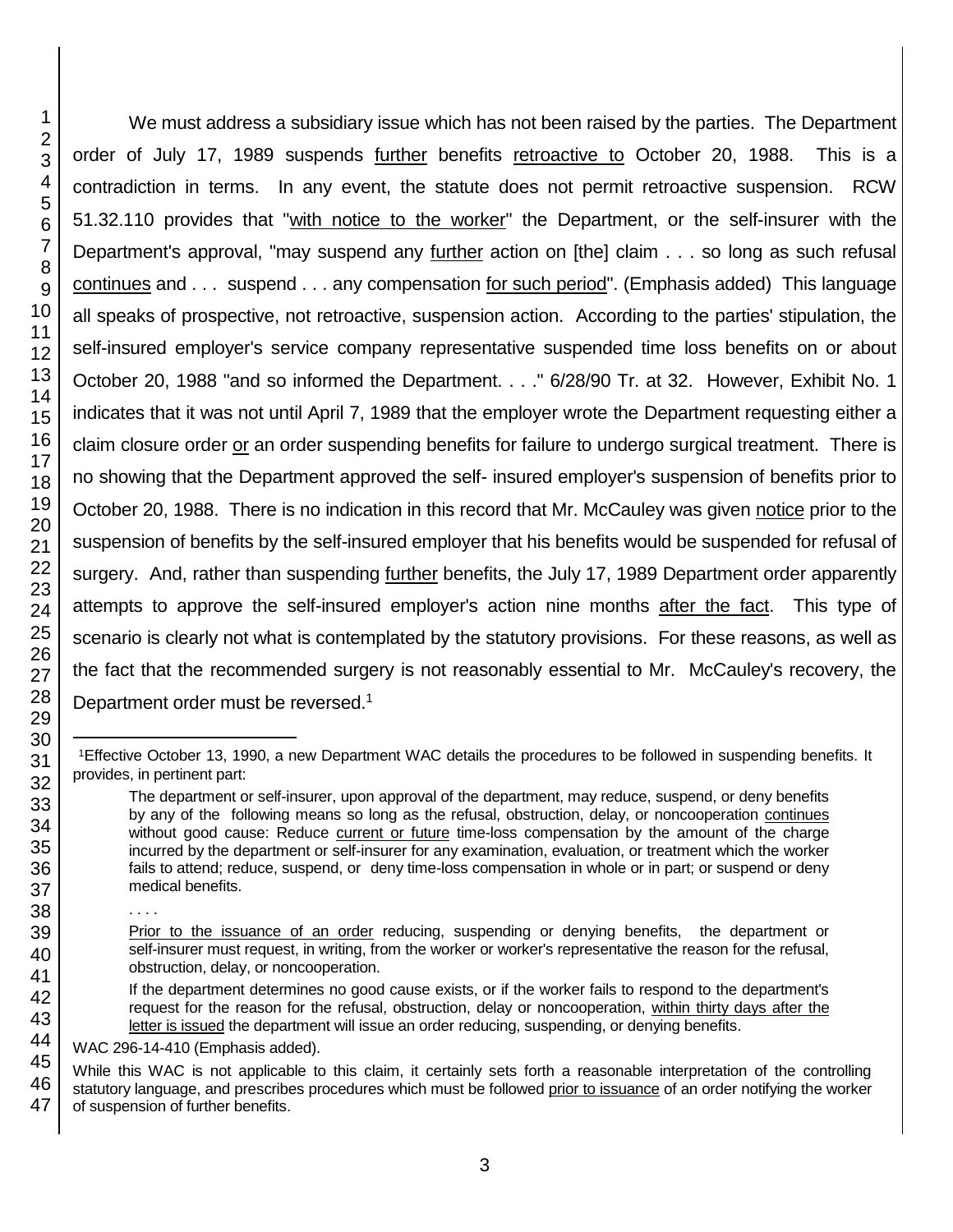We must address a subsidiary issue which has not been raised by the parties. The Department order of July 17, 1989 suspends <u>further</u> benefits <u>retroactive to</u> October 20, 1988. This is a contradiction in terms. In any event, the statute does not permit retroactive suspension. RCW 51.32.110 provides that "<u>with notice to the worker</u>" the Department, or the self-insurer with the Department's approval, "may suspend any <u>further</u> action on [the] claim . . . so long as such refusal <u>continues</u> and . . . suspend . . . any compensation <u>for such period</u>". (Emphasis added) This language all speaks of prospective, not retroactive, suspension action. According to the parties' stipulation, the self-insured employer's service company representative suspended time loss benefits on or about October 20, 1988 "and so informed the Department. . . ." 6/28/90 Tr. at 32. However, Exhibit No. 1 indicates that it was not until April 7, 1989 that the employer wrote the Department requesting either a claim closure order <u>or</u> an order suspending benefits for failure to undergo surgical treatment. There is no showing that the Department approved the self- insured employer's suspension of benefits prior to October 20, 1988. There is no indication in this record that Mr. McCauley was given <u>notice</u> prior to the suspension of benefits by the self-insured employer that his benefits would be suspended for refusal of surgery. And, rather than suspending <u>further</u> benefits, the July 17, 1989 Department order apparently attempts to approve the self-insured employer's action nine months <u>after the fact</u>. This type of scenario is clearly not what is contemplated by the statutory provisions. For these reasons, as well as the fact that the recommended surgery is not reasonably essential to Mr. McCauley's recovery, the Department order must be reversed.[1]

---

[1]Effective October 13, 1990, a new Department WAC details the procedures to be followed in suspending benefits. It provides, in pertinent part:

> The department or self-insurer, upon approval of the department, may reduce, suspend, or deny benefits by any of the following means so long as the refusal, obstruction, delay, or noncooperation <u>continues</u> without good cause: Reduce <u>current or future</u> time-loss compensation by the amount of the charge incurred by the department or self-insurer for any examination, evaluation, or treatment which the worker fails to attend; reduce, suspend, or deny time-loss compensation in whole or in part; or suspend or deny medical benefits.
>
> . . . .
>
> <u>Prior to the issuance of an order</u> reducing, suspending or denying benefits, the department or self-insurer must request, in writing, from the worker or worker's representative the reason for the refusal, obstruction, delay, or noncooperation.
>
> If the department determines no good cause exists, or if the worker fails to respond to the department's request for the reason for the refusal, obstruction, delay or noncooperation, <u>within thirty days after the letter is issued</u> the department will issue an order reducing, suspending, or denying benefits.

WAC 296-14-410 (Emphasis added).

While this WAC is not applicable to this claim, it certainly sets forth a reasonable interpretation of the controlling statutory language, and prescribes procedures which must be followed <u>prior to issuance</u> of an order notifying the worker of suspension of further benefits.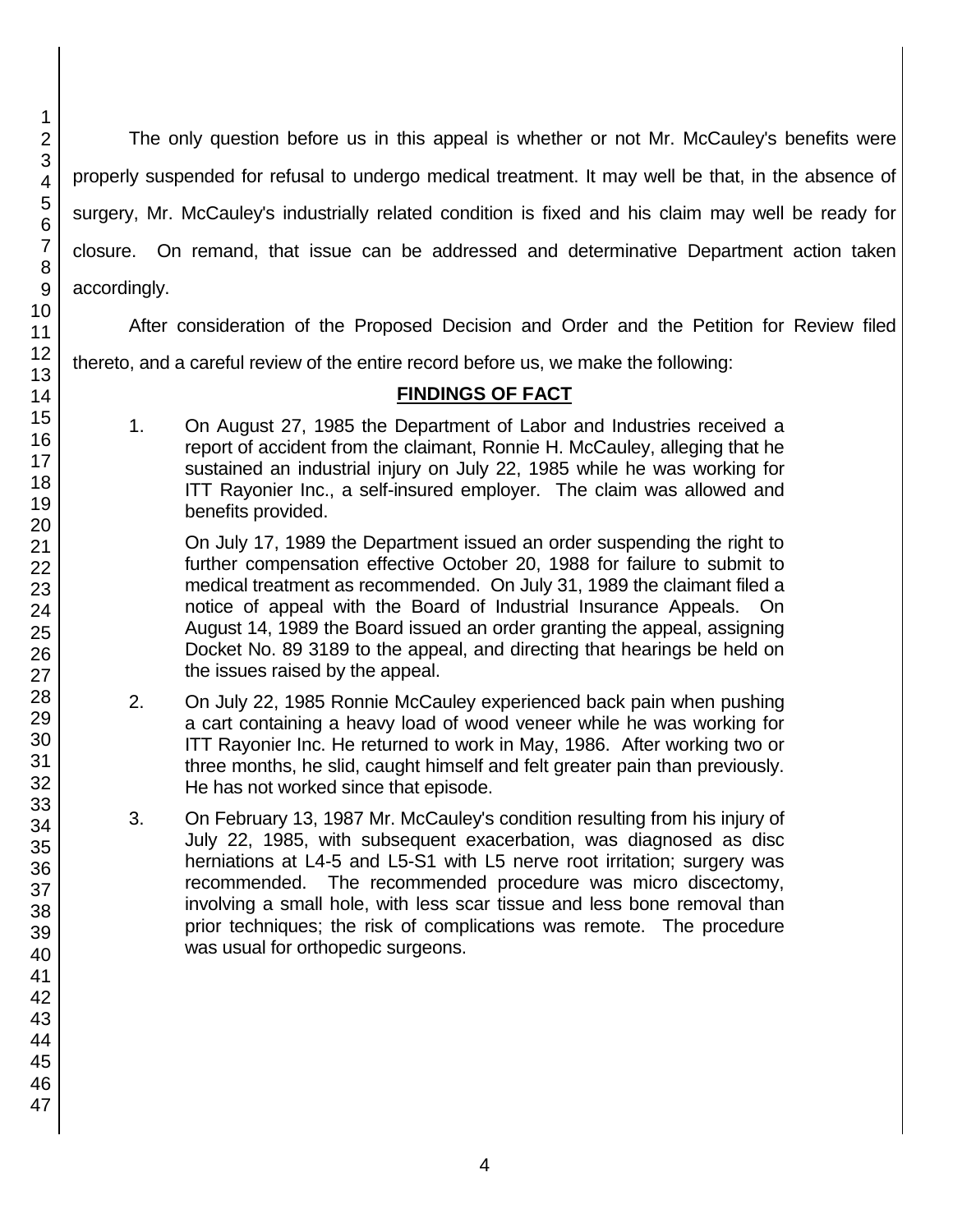The only question before us in this appeal is whether or not Mr. McCauley's benefits were properly suspended for refusal to undergo medical treatment. It may well be that, in the absence of surgery, Mr. McCauley's industrially related condition is fixed and his claim may well be ready for closure. On remand, that issue can be addressed and determinative Department action taken accordingly.

After consideration of the Proposed Decision and Order and the Petition for Review filed thereto, and a careful review of the entire record before us, we make the following:

## FINDINGS OF FACT

1. On August 27, 1985 the Department of Labor and Industries received a report of accident from the claimant, Ronnie H. McCauley, alleging that he sustained an industrial injury on July 22, 1985 while he was working for ITT Rayonier Inc., a self-insured employer. The claim was allowed and benefits provided.

   On July 17, 1989 the Department issued an order suspending the right to further compensation effective October 20, 1988 for failure to submit to medical treatment as recommended. On July 31, 1989 the claimant filed a notice of appeal with the Board of Industrial Insurance Appeals. On August 14, 1989 the Board issued an order granting the appeal, assigning Docket No. 89 3189 to the appeal, and directing that hearings be held on the issues raised by the appeal.

2. On July 22, 1985 Ronnie McCauley experienced back pain when pushing a cart containing a heavy load of wood veneer while he was working for ITT Rayonier Inc. He returned to work in May, 1986. After working two or three months, he slid, caught himself and felt greater pain than previously. He has not worked since that episode.

3. On February 13, 1987 Mr. McCauley's condition resulting from his injury of July 22, 1985, with subsequent exacerbation, was diagnosed as disc herniations at L4-5 and L5-S1 with L5 nerve root irritation; surgery was recommended. The recommended procedure was micro discectomy, involving a small hole, with less scar tissue and less bone removal than prior techniques; the risk of complications was remote. The procedure was usual for orthopedic surgeons.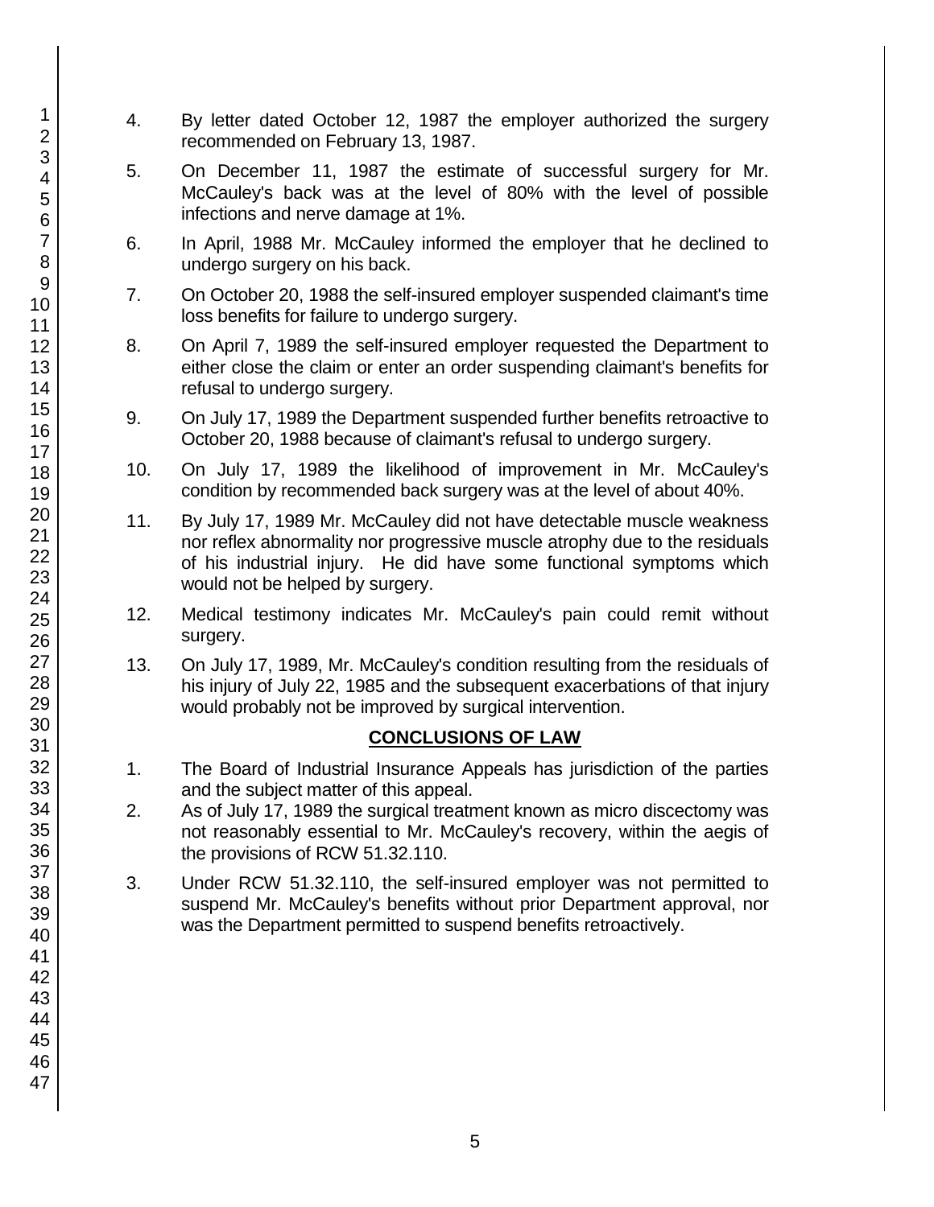4. By letter dated October 12, 1987 the employer authorized the surgery recommended on February 13, 1987.

5. On December 11, 1987 the estimate of successful surgery for Mr. McCauley's back was at the level of 80% with the level of possible infections and nerve damage at 1%.

6. In April, 1988 Mr. McCauley informed the employer that he declined to undergo surgery on his back.

7. On October 20, 1988 the self-insured employer suspended claimant's time loss benefits for failure to undergo surgery.

8. On April 7, 1989 the self-insured employer requested the Department to either close the claim or enter an order suspending claimant's benefits for refusal to undergo surgery.

9. On July 17, 1989 the Department suspended further benefits retroactive to October 20, 1988 because of claimant's refusal to undergo surgery.

10. On July 17, 1989 the likelihood of improvement in Mr. McCauley's condition by recommended back surgery was at the level of about 40%.

11. By July 17, 1989 Mr. McCauley did not have detectable muscle weakness nor reflex abnormality nor progressive muscle atrophy due to the residuals of his industrial injury. He did have some functional symptoms which would not be helped by surgery.

12. Medical testimony indicates Mr. McCauley's pain could remit without surgery.

13. On July 17, 1989, Mr. McCauley's condition resulting from the residuals of his injury of July 22, 1985 and the subsequent exacerbations of that injury would probably not be improved by surgical intervention.

## CONCLUSIONS OF LAW

1. The Board of Industrial Insurance Appeals has jurisdiction of the parties and the subject matter of this appeal.

2. As of July 17, 1989 the surgical treatment known as micro discectomy was not reasonably essential to Mr. McCauley's recovery, within the aegis of the provisions of RCW 51.32.110.

3. Under RCW 51.32.110, the self-insured employer was not permitted to suspend Mr. McCauley's benefits without prior Department approval, nor was the Department permitted to suspend benefits retroactively.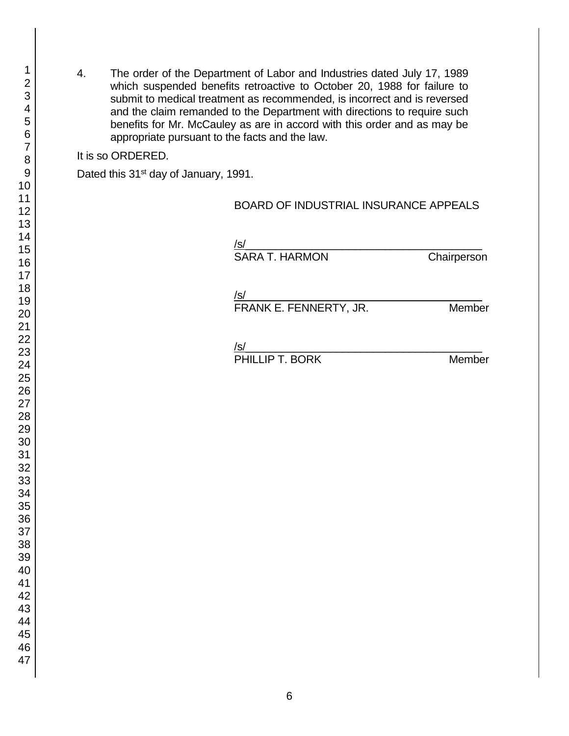4. The order of the Department of Labor and Industries dated July 17, 1989 which suspended benefits retroactive to October 20, 1988 for failure to submit to medical treatment as recommended, is incorrect and is reversed and the claim remanded to the Department with directions to require such benefits for Mr. McCauley as are in accord with this order and as may be appropriate pursuant to the facts and the law.

It is so ORDERED.

Dated this 31st day of January, 1991.

BOARD OF INDUSTRIAL INSURANCE APPEALS

/s/
SARA T. HARMON Chairperson

/s/
FRANK E. FENNERTY, JR. Member

/s/
PHILLIP T. BORK Member